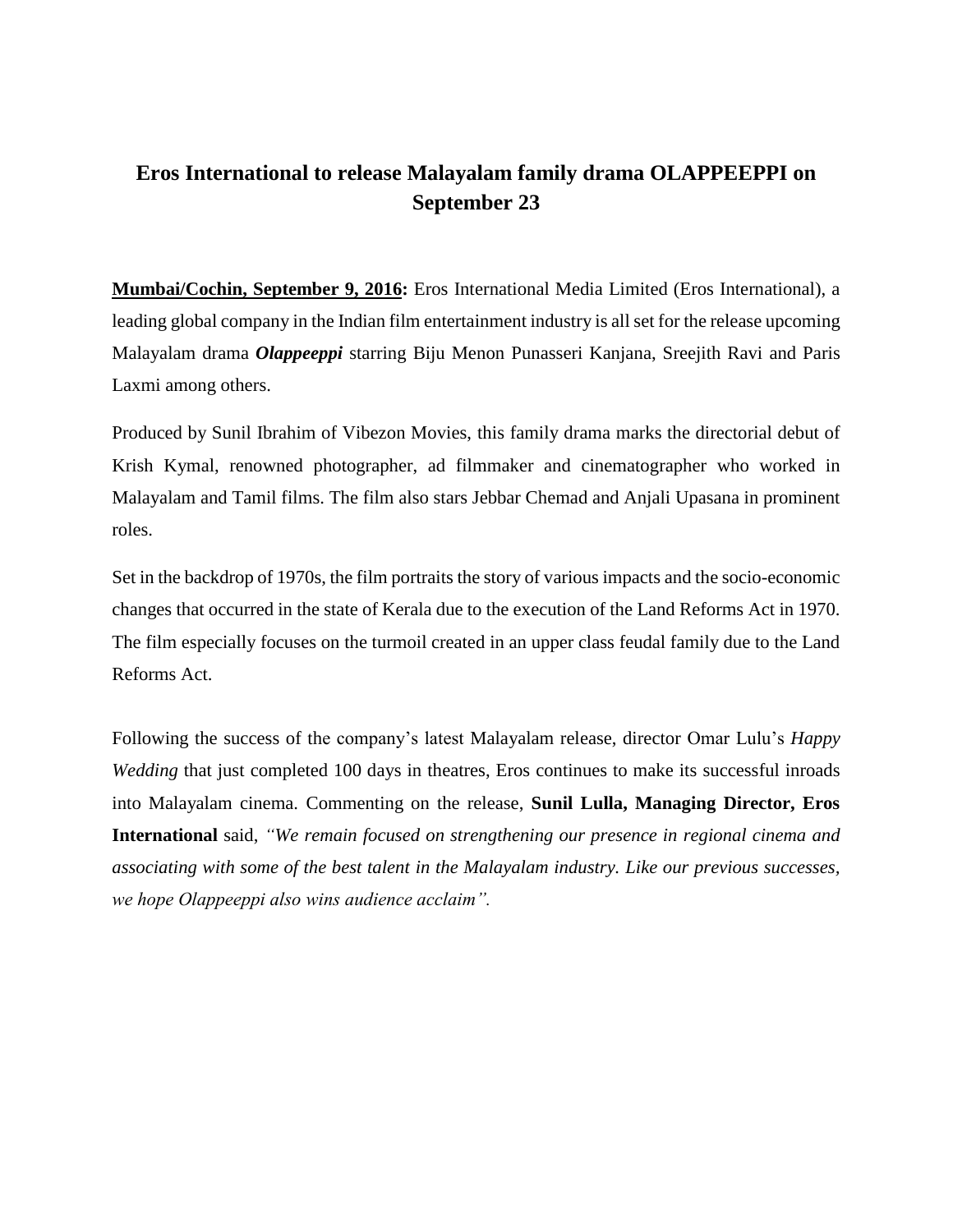# Eros International to release Malayalam family drama OLAPPEEPPI on September 23

**Mumbai/Cochin, September 9, 2016:** Eros International Media Limited (Eros International), a leading global company in the Indian film entertainment industry is all set for the release upcoming Malayalam drama ***Olappeeppi*** starring Biju Menon Punasseri Kanjana, Sreejith Ravi and Paris Laxmi among others.

Produced by Sunil Ibrahim of Vibezon Movies, this family drama marks the directorial debut of Krish Kymal, renowned photographer, ad filmmaker and cinematographer who worked in Malayalam and Tamil films. The film also stars Jebbar Chemad and Anjali Upasana in prominent roles.

Set in the backdrop of 1970s, the film portraits the story of various impacts and the socio-economic changes that occurred in the state of Kerala due to the execution of the Land Reforms Act in 1970. The film especially focuses on the turmoil created in an upper class feudal family due to the Land Reforms Act.

Following the success of the company's latest Malayalam release, director Omar Lulu's *Happy Wedding* that just completed 100 days in theatres, Eros continues to make its successful inroads into Malayalam cinema. Commenting on the release, **Sunil Lulla, Managing Director, Eros International** said, *"We remain focused on strengthening our presence in regional cinema and associating with some of the best talent in the Malayalam industry. Like our previous successes, we hope Olappeeppi also wins audience acclaim".*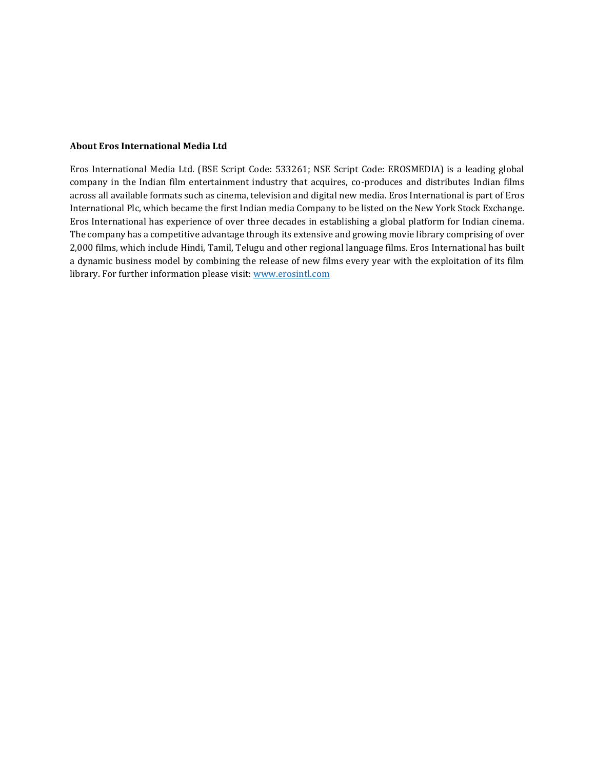**About Eros International Media Ltd**

Eros International Media Ltd. (BSE Script Code: 533261; NSE Script Code: EROSMEDIA) is a leading global company in the Indian film entertainment industry that acquires, co-produces and distributes Indian films across all available formats such as cinema, television and digital new media. Eros International is part of Eros International Plc, which became the first Indian media Company to be listed on the New York Stock Exchange. Eros International has experience of over three decades in establishing a global platform for Indian cinema. The company has a competitive advantage through its extensive and growing movie library comprising of over 2,000 films, which include Hindi, Tamil, Telugu and other regional language films. Eros International has built a dynamic business model by combining the release of new films every year with the exploitation of its film library. For further information please visit: [www.erosintl.com](http://www.erosintl.com)